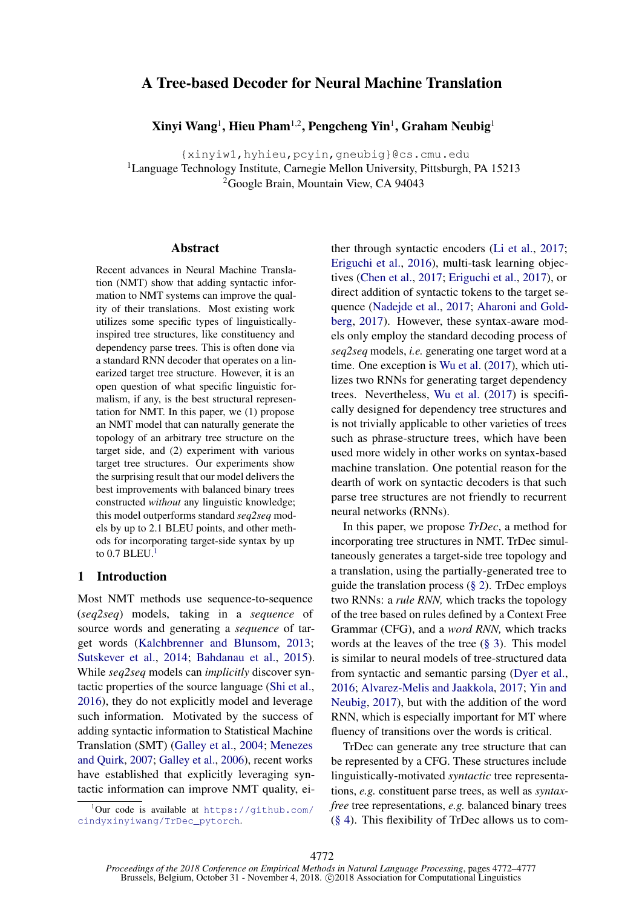# A Tree-based Decoder for Neural Machine Translation

**Xinyi Wang**[1], **Hieu Pham**[1,2], **Pengcheng Yin**[1], **Graham Neubig**[1]

{xinyiw1,hyhieu,pcyin,gneubig}@cs.cmu.edu

[1]Language Technology Institute, Carnegie Mellon University, Pittsburgh, PA 15213

[2]Google Brain, Mountain View, CA 94043

## Abstract

Recent advances in Neural Machine Translation (NMT) show that adding syntactic information to NMT systems can improve the quality of their translations. Most existing work utilizes some specific types of linguistically-inspired tree structures, like constituency and dependency parse trees. This is often done via a standard RNN decoder that operates on a linearized target tree structure. However, it is an open question of what specific linguistic formalism, if any, is the best structural representation for NMT. In this paper, we (1) propose an NMT model that can naturally generate the topology of an arbitrary tree structure on the target side, and (2) experiment with various target tree structures. Our experiments show the surprising result that our model delivers the best improvements with balanced binary trees constructed *without* any linguistic knowledge; this model outperforms standard *seq2seq* models by up to 2.1 BLEU points, and other methods for incorporating target-side syntax by up to 0.7 BLEU.[1]

## 1 Introduction

Most NMT methods use sequence-to-sequence (*seq2seq*) models, taking in a *sequence* of source words and generating a *sequence* of target words (Kalchbrenner and Blunsom, 2013; Sutskever et al., 2014; Bahdanau et al., 2015). While *seq2seq* models can *implicitly* discover syntactic properties of the source language (Shi et al., 2016), they do not explicitly model and leverage such information. Motivated by the success of adding syntactic information to Statistical Machine Translation (SMT) (Galley et al., 2004; Menezes and Quirk, 2007; Galley et al., 2006), recent works have established that explicitly leveraging syntactic information can improve NMT quality, either through syntactic encoders (Li et al., 2017; Eriguchi et al., 2016), multi-task learning objectives (Chen et al., 2017; Eriguchi et al., 2017), or direct addition of syntactic tokens to the target sequence (Nadejde et al., 2017; Aharoni and Goldberg, 2017). However, these syntax-aware models only employ the standard decoding process of *seq2seq* models, *i.e.* generating one target word at a time. One exception is Wu et al. (2017), which utilizes two RNNs for generating target dependency trees. Nevertheless, Wu et al. (2017) is specifically designed for dependency tree structures and is not trivially applicable to other varieties of trees such as phrase-structure trees, which have been used more widely in other works on syntax-based machine translation. One potential reason for the dearth of work on syntactic decoders is that such parse tree structures are not friendly to recurrent neural networks (RNNs).

In this paper, we propose *TrDec*, a method for incorporating tree structures in NMT. TrDec simultaneously generates a target-side tree topology and a translation, using the partially-generated tree to guide the translation process (§ 2). TrDec employs two RNNs: a *rule RNN,* which tracks the topology of the tree based on rules defined by a Context Free Grammar (CFG), and a *word RNN,* which tracks words at the leaves of the tree (§ 3). This model is similar to neural models of tree-structured data from syntactic and semantic parsing (Dyer et al., 2016; Alvarez-Melis and Jaakkola, 2017; Yin and Neubig, 2017), but with the addition of the word RNN, which is especially important for MT where fluency of transitions over the words is critical.

TrDec can generate any tree structure that can be represented by a CFG. These structures include linguistically-motivated *syntactic* tree representations, *e.g.* constituent parse trees, as well as *syntax-free* tree representations, *e.g.* balanced binary trees (§ 4). This flexibility of TrDec allows us to com-

[1]Our code is available at https://github.com/cindyxinyiwang/TrDec_pytorch.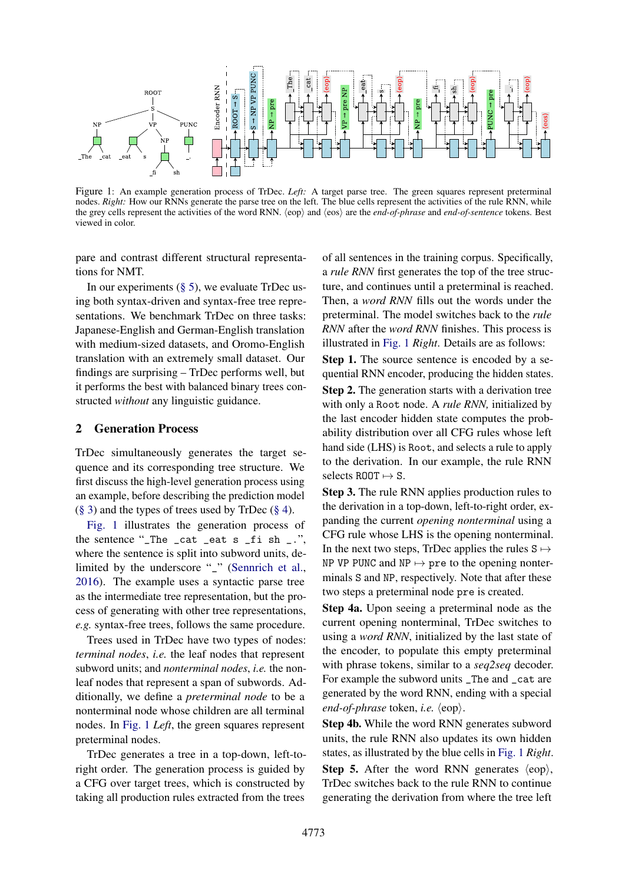Figure 1: An example generation process of TrDec. *Left:* A target parse tree. The green squares represent preterminal nodes. *Right:* How our RNNs generate the parse tree on the left. The blue cells represent the activities of the rule RNN, while the grey cells represent the activities of the word RNN. ⟨eop⟩ and ⟨eos⟩ are the *end-of-phrase* and *end-of-sentence* tokens. Best viewed in color.

pare and contrast different structural representations for NMT.

In our experiments (§ 5), we evaluate TrDec using both syntax-driven and syntax-free tree representations. We benchmark TrDec on three tasks: Japanese-English and German-English translation with medium-sized datasets, and Oromo-English translation with an extremely small dataset. Our findings are surprising – TrDec performs well, but it performs the best with balanced binary trees constructed *without* any linguistic guidance.

## 2 Generation Process

TrDec simultaneously generates the target sequence and its corresponding tree structure. We first discuss the high-level generation process using an example, before describing the prediction model (§ 3) and the types of trees used by TrDec (§ 4).

Fig. 1 illustrates the generation process of the sentence "`_The _cat _eat s _fi sh _.`", where the sentence is split into subword units, delimited by the underscore "`_`" (Sennrich et al., 2016). The example uses a syntactic parse tree as the intermediate tree representation, but the process of generating with other tree representations, *e.g.* syntax-free trees, follows the same procedure.

Trees used in TrDec have two types of nodes: *terminal nodes*, *i.e.* the leaf nodes that represent subword units; and *nonterminal nodes*, *i.e.* the non-leaf nodes that represent a span of subwords. Additionally, we define a *preterminal node* to be a nonterminal node whose children are all terminal nodes. In Fig. 1 *Left*, the green squares represent preterminal nodes.

TrDec generates a tree in a top-down, left-to-right order. The generation process is guided by a CFG over target trees, which is constructed by taking all production rules extracted from the trees of all sentences in the training corpus. Specifically, a *rule RNN* first generates the top of the tree structure, and continues until a preterminal is reached. Then, a *word RNN* fills out the words under the preterminal. The model switches back to the *rule RNN* after the *word RNN* finishes. This process is illustrated in Fig. 1 *Right*. Details are as follows:

**Step 1.** The source sentence is encoded by a sequential RNN encoder, producing the hidden states.

**Step 2.** The generation starts with a derivation tree with only a `Root` node. A *rule RNN,* initialized by the last encoder hidden state computes the probability distribution over all CFG rules whose left hand side (LHS) is `Root`, and selects a rule to apply to the derivation. In our example, the rule RNN selects `ROOT` $\mapsto$ `S`.

**Step 3.** The rule RNN applies production rules to the derivation in a top-down, left-to-right order, expanding the current *opening nonterminal* using a CFG rule whose LHS is the opening nonterminal. In the next two steps, TrDec applies the rules `S` $\mapsto$ `NP VP PUNC` and `NP` $\mapsto$ `pre` to the opening nonterminals `S` and `NP`, respectively. Note that after these two steps a preterminal node `pre` is created.

**Step 4a.** Upon seeing a preterminal node as the current opening nonterminal, TrDec switches to using a *word RNN*, initialized by the last state of the encoder, to populate this empty preterminal with phrase tokens, similar to a *seq2seq* decoder. For example the subword units `_The` and `_cat` are generated by the word RNN, ending with a special *end-of-phrase* token, *i.e.* ⟨eop⟩.

**Step 4b.** While the word RNN generates subword units, the rule RNN also updates its own hidden states, as illustrated by the blue cells in Fig. 1 *Right*.

**Step 5.** After the word RNN generates ⟨eop⟩, TrDec switches back to the rule RNN to continue generating the derivation from where the tree left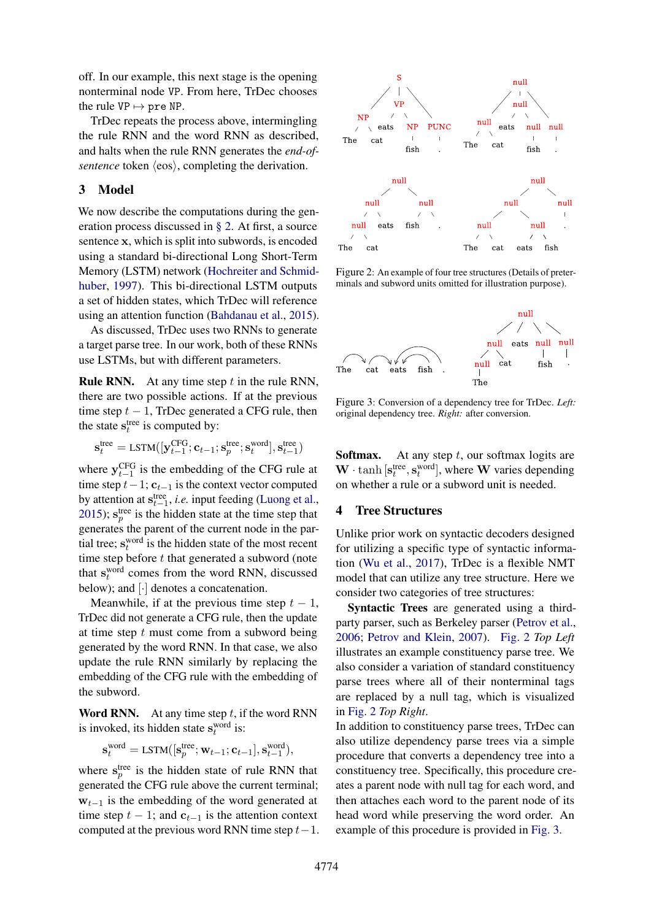off. In our example, this next stage is the opening nonterminal node VP. From here, TrDec chooses the rule VP $\mapsto$ pre NP.

TrDec repeats the process above, intermingling the rule RNN and the word RNN as described, and halts when the rule RNN generates the *end-of-sentence* token $\langle$eos$\rangle$, completing the derivation.

## 3 Model

We now describe the computations during the generation process discussed in § 2. At first, a source sentence $\mathbf{x}$, which is split into subwords, is encoded using a standard bi-directional Long Short-Term Memory (LSTM) network (Hochreiter and Schmidhuber, 1997). This bi-directional LSTM outputs a set of hidden states, which TrDec will reference using an attention function (Bahdanau et al., 2015).

As discussed, TrDec uses two RNNs to generate a target parse tree. In our work, both of these RNNs use LSTMs, but with different parameters.

**Rule RNN.** At any time step $t$ in the rule RNN, there are two possible actions. If at the previous time step $t-1$, TrDec generated a CFG rule, then the state $\mathbf{s}_t^{\text{tree}}$ is computed by:

$$\mathbf{s}_t^{\text{tree}} = \text{LSTM}([\mathbf{y}_{t-1}^{\text{CFG}}; \mathbf{c}_{t-1}; \mathbf{s}_p^{\text{tree}}; \mathbf{s}_t^{\text{word}}], \mathbf{s}_{t-1}^{\text{tree}})$$

where $\mathbf{y}_{t-1}^{\text{CFG}}$ is the embedding of the CFG rule at time step $t-1$; $\mathbf{c}_{t-1}$ is the context vector computed by attention at $\mathbf{s}_{t-1}^{\text{tree}}$, *i.e.* input feeding (Luong et al., 2015); $\mathbf{s}_p^{\text{tree}}$ is the hidden state at the time step that generates the parent of the current node in the partial tree; $\mathbf{s}_t^{\text{word}}$ is the hidden state of the most recent time step before $t$ that generated a subword (note that $\mathbf{s}_t^{\text{word}}$ comes from the word RNN, discussed below); and $[\cdot]$ denotes a concatenation.

Meanwhile, if at the previous time step $t-1$, TrDec did not generate a CFG rule, then the update at time step $t$ must come from a subword being generated by the word RNN. In that case, we also update the rule RNN similarly by replacing the embedding of the CFG rule with the embedding of the subword.

**Word RNN.** At any time step $t$, if the word RNN is invoked, its hidden state $\mathbf{s}_t^{\text{word}}$ is:

$$\mathbf{s}_t^{\text{word}} = \text{LSTM}([\mathbf{s}_p^{\text{tree}}; \mathbf{w}_{t-1}; \mathbf{c}_{t-1}], \mathbf{s}_{t-1}^{\text{word}}),$$

where $\mathbf{s}_p^{\text{tree}}$ is the hidden state of rule RNN that generated the CFG rule above the current terminal; $\mathbf{w}_{t-1}$ is the embedding of the word generated at time step $t-1$; and $\mathbf{c}_{t-1}$ is the attention context computed at the previous word RNN time step $t-1$.

Figure 2: An example of four tree structures (Details of preterminals and subword units omitted for illustration purpose).

Figure 3: Conversion of a dependency tree for TrDec. *Left:* original dependency tree. *Right:* after conversion.

**Softmax.** At any step $t$, our softmax logits are $\mathbf{W} \cdot \tanh{[\mathbf{s}_t^{\text{tree}}, \mathbf{s}_t^{\text{word}}]}$, where $\mathbf{W}$ varies depending on whether a rule or a subword unit is needed.

## 4 Tree Structures

Unlike prior work on syntactic decoders designed for utilizing a specific type of syntactic information (Wu et al., 2017), TrDec is a flexible NMT model that can utilize any tree structure. Here we consider two categories of tree structures:

**Syntactic Trees** are generated using a third-party parser, such as Berkeley parser (Petrov et al., 2006; Petrov and Klein, 2007). Fig. 2 *Top Left* illustrates an example constituency parse tree. We also consider a variation of standard constituency parse trees where all of their nonterminal tags are replaced by a null tag, which is visualized in Fig. 2 *Top Right*.

In addition to constituency parse trees, TrDec can also utilize dependency parse trees via a simple procedure that converts a dependency tree into a constituency tree. Specifically, this procedure creates a parent node with null tag for each word, and then attaches each word to the parent node of its head word while preserving the word order. An example of this procedure is provided in Fig. 3.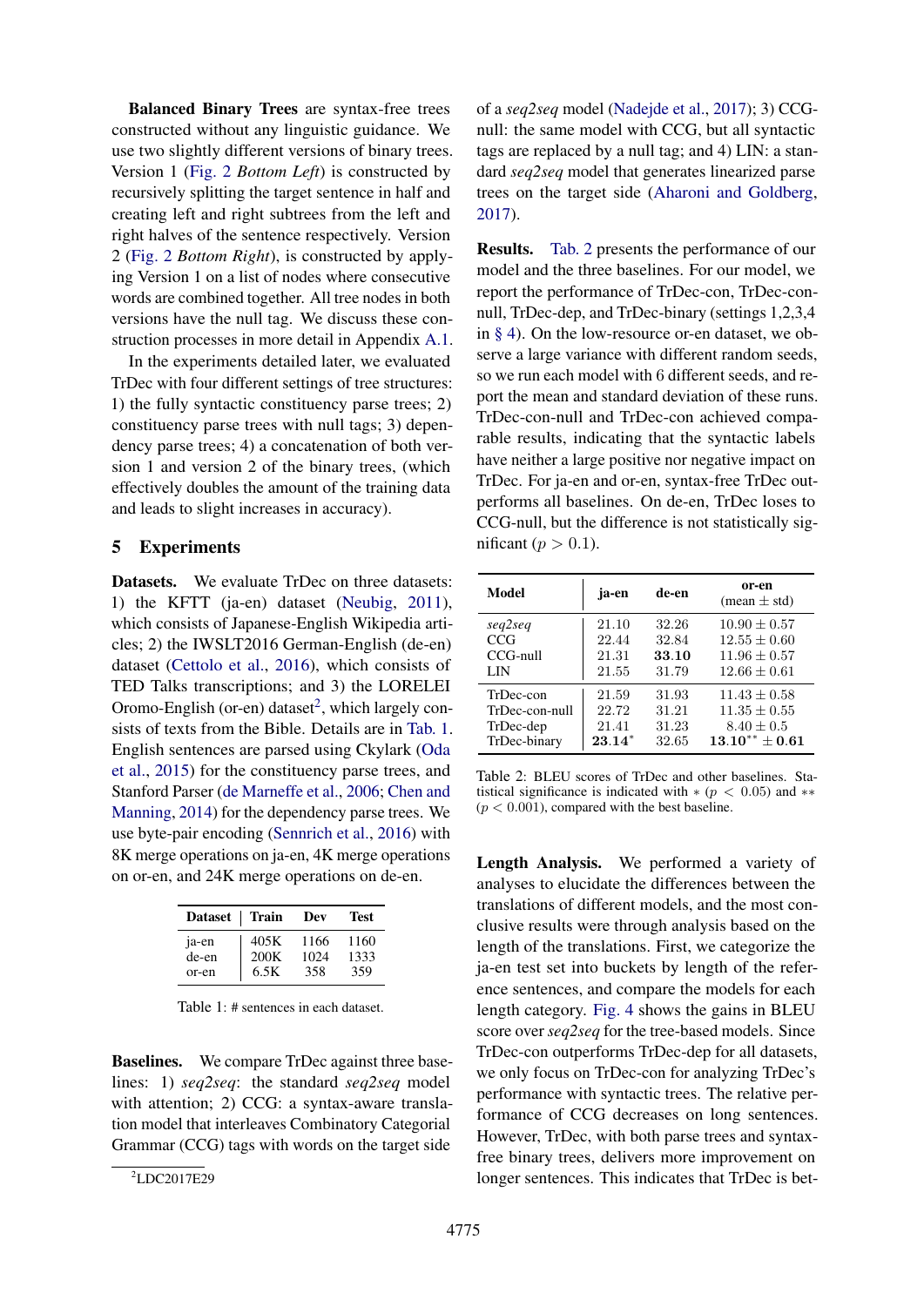**Balanced Binary Trees** are syntax-free trees constructed without any linguistic guidance. We use two slightly different versions of binary trees. Version 1 (Fig. 2 *Bottom Left*) is constructed by recursively splitting the target sentence in half and creating left and right subtrees from the left and right halves of the sentence respectively. Version 2 (Fig. 2 *Bottom Right*), is constructed by applying Version 1 on a list of nodes where consecutive words are combined together. All tree nodes in both versions have the null tag. We discuss these construction processes in more detail in Appendix A.1.

In the experiments detailed later, we evaluated TrDec with four different settings of tree structures: 1) the fully syntactic constituency parse trees; 2) constituency parse trees with null tags; 3) dependency parse trees; 4) a concatenation of both version 1 and version 2 of the binary trees, (which effectively doubles the amount of the training data and leads to slight increases in accuracy).

## 5 Experiments

**Datasets.** We evaluate TrDec on three datasets: 1) the KFTT (ja-en) dataset (Neubig, 2011), which consists of Japanese-English Wikipedia articles; 2) the IWSLT2016 German-English (de-en) dataset (Cettolo et al., 2016), which consists of TED Talks transcriptions; and 3) the LORELEI Oromo-English (or-en) dataset[2], which largely consists of texts from the Bible. Details are in Tab. 1. English sentences are parsed using Ckylark (Oda et al., 2015) for the constituency parse trees, and Stanford Parser (de Marneffe et al., 2006; Chen and Manning, 2014) for the dependency parse trees. We use byte-pair encoding (Sennrich et al., 2016) with 8K merge operations on ja-en, 4K merge operations on or-en, and 24K merge operations on de-en.

| Dataset | Train | Dev | Test |
|---|---|---|---|
| ja-en | 405K | 1166 | 1160 |
| de-en | 200K | 1024 | 1333 |
| or-en | 6.5K | 358 | 359 |

Table 1: # sentences in each dataset.

**Baselines.** We compare TrDec against three baselines: 1) *seq2seq*: the standard *seq2seq* model with attention; 2) CCG: a syntax-aware translation model that interleaves Combinatory Categorial Grammar (CCG) tags with words on the target side of a *seq2seq* model (Nadejde et al., 2017); 3) CCG-null: the same model with CCG, but all syntactic tags are replaced by a null tag; and 4) LIN: a standard *seq2seq* model that generates linearized parse trees on the target side (Aharoni and Goldberg, 2017).

[2] LDC2017E29

**Results.** Tab. 2 presents the performance of our model and the three baselines. For our model, we report the performance of TrDec-con, TrDec-con-null, TrDec-dep, and TrDec-binary (settings 1,2,3,4 in § 4). On the low-resource or-en dataset, we observe a large variance with different random seeds, so we run each model with 6 different seeds, and report the mean and standard deviation of these runs. TrDec-con-null and TrDec-con achieved comparable results, indicating that the syntactic labels have neither a large positive nor negative impact on TrDec. For ja-en and or-en, syntax-free TrDec outperforms all baselines. On de-en, TrDec loses to CCG-null, but the difference is not statistically significant ($p > 0.1$).

| Model | ja-en | de-en | or-en (mean ± std) |
|---|---|---|---|
| *seq2seq* | 21.10 | 32.26 | $10.90 \pm 0.57$ |
| CCG | 22.44 | 32.84 | $12.55 \pm 0.60$ |
| CCG-null | 21.31 | **33.10** | $11.96 \pm 0.57$ |
| LIN | 21.55 | 31.79 | $12.66 \pm 0.61$ |
| TrDec-con | 21.59 | 31.93 | $11.43 \pm 0.58$ |
| TrDec-con-null | 22.72 | 31.21 | $11.35 \pm 0.55$ |
| TrDec-dep | 21.41 | 31.23 | $8.40 \pm 0.5$ |
| TrDec-binary | **23.14**$^{*}$ | 32.65 | $\mathbf{13.10}^{**} \pm \mathbf{0.61}$ |

Table 2: BLEU scores of TrDec and other baselines. Statistical significance is indicated with $*$ ($p < 0.05$) and $**$ ($p < 0.001$), compared with the best baseline.

**Length Analysis.** We performed a variety of analyses to elucidate the differences between the translations of different models, and the most conclusive results were through analysis based on the length of the translations. First, we categorize the ja-en test set into buckets by length of the reference sentences, and compare the models for each length category. Fig. 4 shows the gains in BLEU score over *seq2seq* for the tree-based models. Since TrDec-con outperforms TrDec-dep for all datasets, we only focus on TrDec-con for analyzing TrDec's performance with syntactic trees. The relative performance of CCG decreases on long sentences. However, TrDec, with both parse trees and syntax-free binary trees, delivers more improvement on longer sentences. This indicates that TrDec is bet-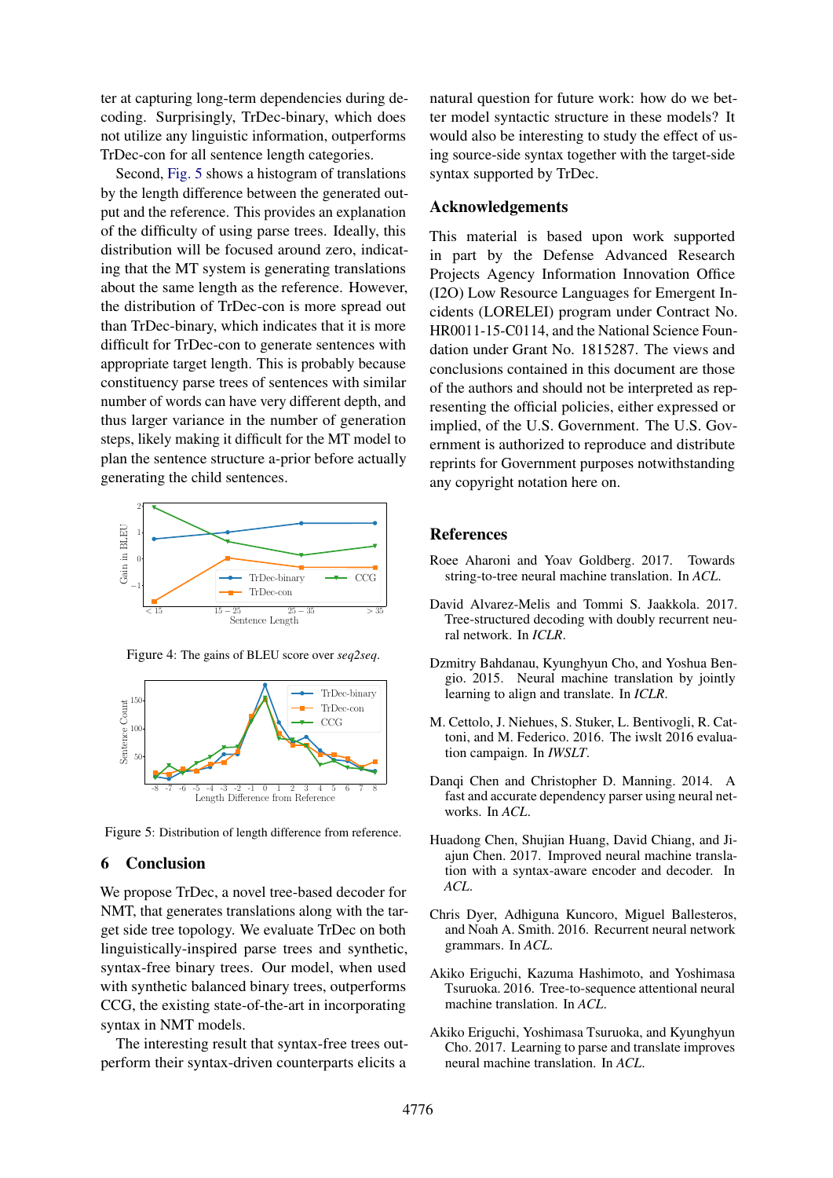ter at capturing long-term dependencies during decoding. Surprisingly, TrDec-binary, which does not utilize any linguistic information, outperforms TrDec-con for all sentence length categories.

Second, Fig. 5 shows a histogram of translations by the length difference between the generated output and the reference. This provides an explanation of the difficulty of using parse trees. Ideally, this distribution will be focused around zero, indicating that the MT system is generating translations about the same length as the reference. However, the distribution of TrDec-con is more spread out than TrDec-binary, which indicates that it is more difficult for TrDec-con to generate sentences with appropriate target length. This is probably because constituency parse trees of sentences with similar number of words can have very different depth, and thus larger variance in the number of generation steps, likely making it difficult for the MT model to plan the sentence structure a-prior before actually generating the child sentences.

Figure 4: The gains of BLEU score over *seq2seq*.

Figure 5: Distribution of length difference from reference.

## 6 Conclusion

We propose TrDec, a novel tree-based decoder for NMT, that generates translations along with the target side tree topology. We evaluate TrDec on both linguistically-inspired parse trees and synthetic, syntax-free binary trees. Our model, when used with synthetic balanced binary trees, outperforms CCG, the existing state-of-the-art in incorporating syntax in NMT models.

The interesting result that syntax-free trees outperform their syntax-driven counterparts elicits a natural question for future work: how do we better model syntactic structure in these models? It would also be interesting to study the effect of using source-side syntax together with the target-side syntax supported by TrDec.

## Acknowledgements

This material is based upon work supported in part by the Defense Advanced Research Projects Agency Information Innovation Office (I2O) Low Resource Languages for Emergent Incidents (LORELEI) program under Contract No. HR0011-15-C0114, and the National Science Foundation under Grant No. 1815287. The views and conclusions contained in this document are those of the authors and should not be interpreted as representing the official policies, either expressed or implied, of the U.S. Government. The U.S. Government is authorized to reproduce and distribute reprints for Government purposes notwithstanding any copyright notation here on.

## References

Roee Aharoni and Yoav Goldberg. 2017. Towards string-to-tree neural machine translation. In *ACL*.

David Alvarez-Melis and Tommi S. Jaakkola. 2017. Tree-structured decoding with doubly recurrent neural network. In *ICLR*.

Dzmitry Bahdanau, Kyunghyun Cho, and Yoshua Bengio. 2015. Neural machine translation by jointly learning to align and translate. In *ICLR*.

M. Cettolo, J. Niehues, S. Stuker, L. Bentivogli, R. Cattoni, and M. Federico. 2016. The iwslt 2016 evaluation campaign. In *IWSLT*.

Danqi Chen and Christopher D. Manning. 2014. A fast and accurate dependency parser using neural networks. In *ACL*.

Huadong Chen, Shujian Huang, David Chiang, and Jiajun Chen. 2017. Improved neural machine translation with a syntax-aware encoder and decoder. In *ACL*.

Chris Dyer, Adhiguna Kuncoro, Miguel Ballesteros, and Noah A. Smith. 2016. Recurrent neural network grammars. In *ACL*.

Akiko Eriguchi, Kazuma Hashimoto, and Yoshimasa Tsuruoka. 2016. Tree-to-sequence attentional neural machine translation. In *ACL*.

Akiko Eriguchi, Yoshimasa Tsuruoka, and Kyunghyun Cho. 2017. Learning to parse and translate improves neural machine translation. In *ACL*.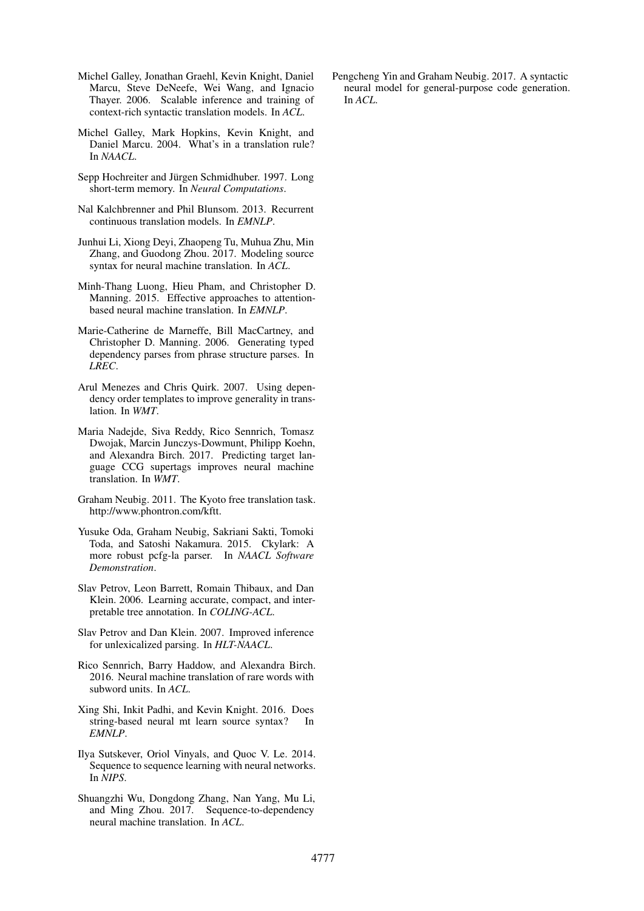Michel Galley, Jonathan Graehl, Kevin Knight, Daniel Marcu, Steve DeNeefe, Wei Wang, and Ignacio Thayer. 2006. Scalable inference and training of context-rich syntactic translation models. In *ACL*.

Michel Galley, Mark Hopkins, Kevin Knight, and Daniel Marcu. 2004. What's in a translation rule? In *NAACL*.

Sepp Hochreiter and Jürgen Schmidhuber. 1997. Long short-term memory. In *Neural Computations*.

Nal Kalchbrenner and Phil Blunsom. 2013. Recurrent continuous translation models. In *EMNLP*.

Junhui Li, Xiong Deyi, Zhaopeng Tu, Muhua Zhu, Min Zhang, and Guodong Zhou. 2017. Modeling source syntax for neural machine translation. In *ACL*.

Minh-Thang Luong, Hieu Pham, and Christopher D. Manning. 2015. Effective approaches to attention-based neural machine translation. In *EMNLP*.

Marie-Catherine de Marneffe, Bill MacCartney, and Christopher D. Manning. 2006. Generating typed dependency parses from phrase structure parses. In *LREC*.

Arul Menezes and Chris Quirk. 2007. Using dependency order templates to improve generality in translation. In *WMT*.

Maria Nadejde, Siva Reddy, Rico Sennrich, Tomasz Dwojak, Marcin Junczys-Dowmunt, Philipp Koehn, and Alexandra Birch. 2017. Predicting target language CCG supertags improves neural machine translation. In *WMT*.

Graham Neubig. 2011. The Kyoto free translation task. http://www.phontron.com/kftt.

Yusuke Oda, Graham Neubig, Sakriani Sakti, Tomoki Toda, and Satoshi Nakamura. 2015. Ckylark: A more robust pcfg-la parser. In *NAACL Software Demonstration*.

Slav Petrov, Leon Barrett, Romain Thibaux, and Dan Klein. 2006. Learning accurate, compact, and interpretable tree annotation. In *COLING-ACL*.

Slav Petrov and Dan Klein. 2007. Improved inference for unlexicalized parsing. In *HLT-NAACL*.

Rico Sennrich, Barry Haddow, and Alexandra Birch. 2016. Neural machine translation of rare words with subword units. In *ACL*.

Xing Shi, Inkit Padhi, and Kevin Knight. 2016. Does string-based neural mt learn source syntax? In *EMNLP*.

Ilya Sutskever, Oriol Vinyals, and Quoc V. Le. 2014. Sequence to sequence learning with neural networks. In *NIPS*.

Shuangzhi Wu, Dongdong Zhang, Nan Yang, Mu Li, and Ming Zhou. 2017. Sequence-to-dependency neural machine translation. In *ACL*.

Pengcheng Yin and Graham Neubig. 2017. A syntactic neural model for general-purpose code generation. In *ACL*.